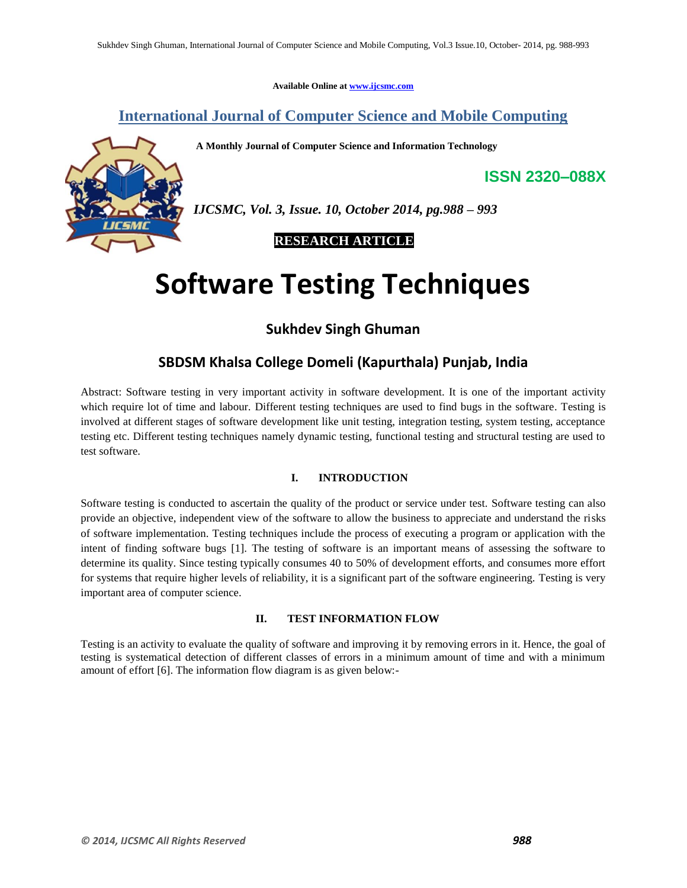Available Online at www.ijcsmc.com

# International Journal of Computer Science and Mobile Computing

**A Monthly Journal of Computer Science and Information Technology**

**ISSN 2320–088X**

***IJCSMC, Vol. 3, Issue. 10, October 2014, pg.988 – 993***

**RESEARCH ARTICLE**

# Software Testing Techniques

## Sukhdev Singh Ghuman

## SBDSM Khalsa College Domeli (Kapurthala) Punjab, India

Abstract: Software testing in very important activity in software development. It is one of the important activity which require lot of time and labour. Different testing techniques are used to find bugs in the software. Testing is involved at different stages of software development like unit testing, integration testing, system testing, acceptance testing etc. Different testing techniques namely dynamic testing, functional testing and structural testing are used to test software.

### I. INTRODUCTION

Software testing is conducted to ascertain the quality of the product or service under test. Software testing can also provide an objective, independent view of the software to allow the business to appreciate and understand the risks of software implementation. Testing techniques include the process of executing a program or application with the intent of finding software bugs [1]. The testing of software is an important means of assessing the software to determine its quality. Since testing typically consumes 40 to 50% of development efforts, and consumes more effort for systems that require higher levels of reliability, it is a significant part of the software engineering. Testing is very important area of computer science.

### II. TEST INFORMATION FLOW

Testing is an activity to evaluate the quality of software and improving it by removing errors in it. Hence, the goal of testing is systematical detection of different classes of errors in a minimum amount of time and with a minimum amount of effort [6]. The information flow diagram is as given below:-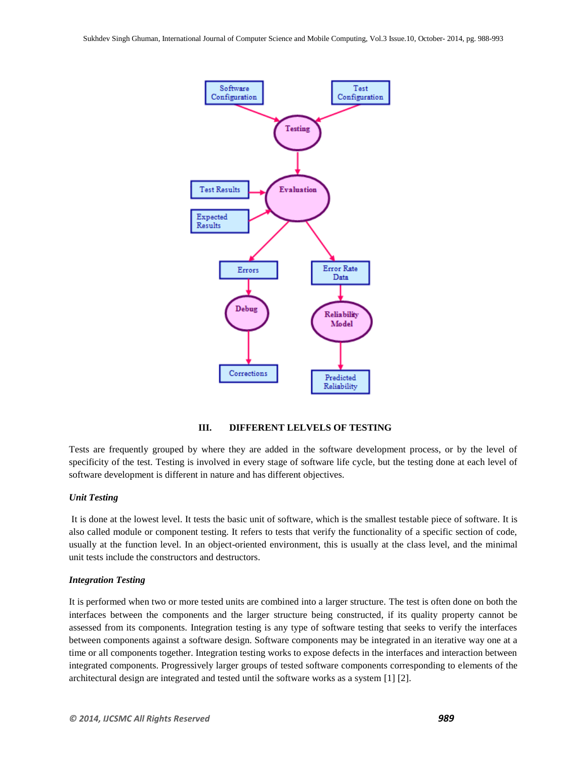### III. DIFFERENT LELVELS OF TESTING

Tests are frequently grouped by where they are added in the software development process, or by the level of specificity of the test. Testing is involved in every stage of software life cycle, but the testing done at each level of software development is different in nature and has different objectives.

***Unit Testing***

It is done at the lowest level. It tests the basic unit of software, which is the smallest testable piece of software. It is also called module or component testing. It refers to tests that verify the functionality of a specific section of code, usually at the function level. In an object-oriented environment, this is usually at the class level, and the minimal unit tests include the constructors and destructors.

***Integration Testing***

It is performed when two or more tested units are combined into a larger structure. The test is often done on both the interfaces between the components and the larger structure being constructed, if its quality property cannot be assessed from its components. Integration testing is any type of software testing that seeks to verify the interfaces between components against a software design. Software components may be integrated in an iterative way one at a time or all components together. Integration testing works to expose defects in the interfaces and interaction between integrated components. Progressively larger groups of tested software components corresponding to elements of the architectural design are integrated and tested until the software works as a system [1] [2].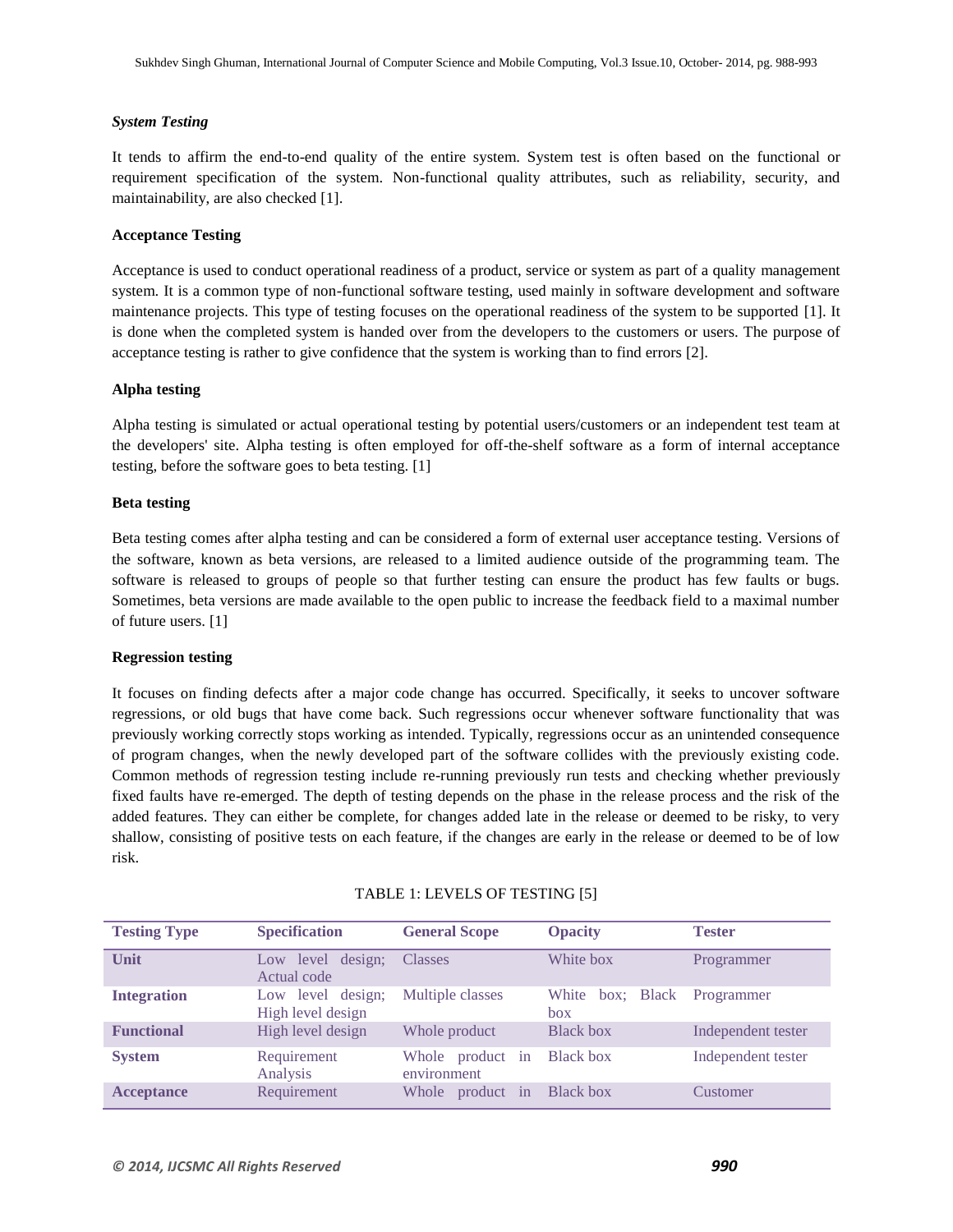### *System Testing*

It tends to affirm the end-to-end quality of the entire system. System test is often based on the functional or requirement specification of the system. Non-functional quality attributes, such as reliability, security, and maintainability, are also checked [1].

### Acceptance Testing

Acceptance is used to conduct operational readiness of a product, service or system as part of a quality management system. It is a common type of non-functional software testing, used mainly in software development and software maintenance projects. This type of testing focuses on the operational readiness of the system to be supported [1]. It is done when the completed system is handed over from the developers to the customers or users. The purpose of acceptance testing is rather to give confidence that the system is working than to find errors [2].

### Alpha testing

Alpha testing is simulated or actual operational testing by potential users/customers or an independent test team at the developers' site. Alpha testing is often employed for off-the-shelf software as a form of internal acceptance testing, before the software goes to beta testing. [1]

### Beta testing

Beta testing comes after alpha testing and can be considered a form of external user acceptance testing. Versions of the software, known as beta versions, are released to a limited audience outside of the programming team. The software is released to groups of people so that further testing can ensure the product has few faults or bugs. Sometimes, beta versions are made available to the open public to increase the feedback field to a maximal number of future users. [1]

### Regression testing

It focuses on finding defects after a major code change has occurred. Specifically, it seeks to uncover software regressions, or old bugs that have come back. Such regressions occur whenever software functionality that was previously working correctly stops working as intended. Typically, regressions occur as an unintended consequence of program changes, when the newly developed part of the software collides with the previously existing code. Common methods of regression testing include re-running previously run tests and checking whether previously fixed faults have re-emerged. The depth of testing depends on the phase in the release process and the risk of the added features. They can either be complete, for changes added late in the release or deemed to be risky, to very shallow, consisting of positive tests on each feature, if the changes are early in the release or deemed to be of low risk.

TABLE 1: LEVELS OF TESTING [5]

| Testing Type | Specification | General Scope | Opacity | Tester |
|---|---|---|---|---|
| **Unit** | Low level design; Actual code | Classes | White box | Programmer |
| **Integration** | Low level design; High level design | Multiple classes | White box; Black box | Programmer |
| **Functional** | High level design | Whole product | Black box | Independent tester |
| **System** | Requirement Analysis | Whole product in environment | Black box | Independent tester |
| **Acceptance** | Requirement | Whole product in | Black box | Customer |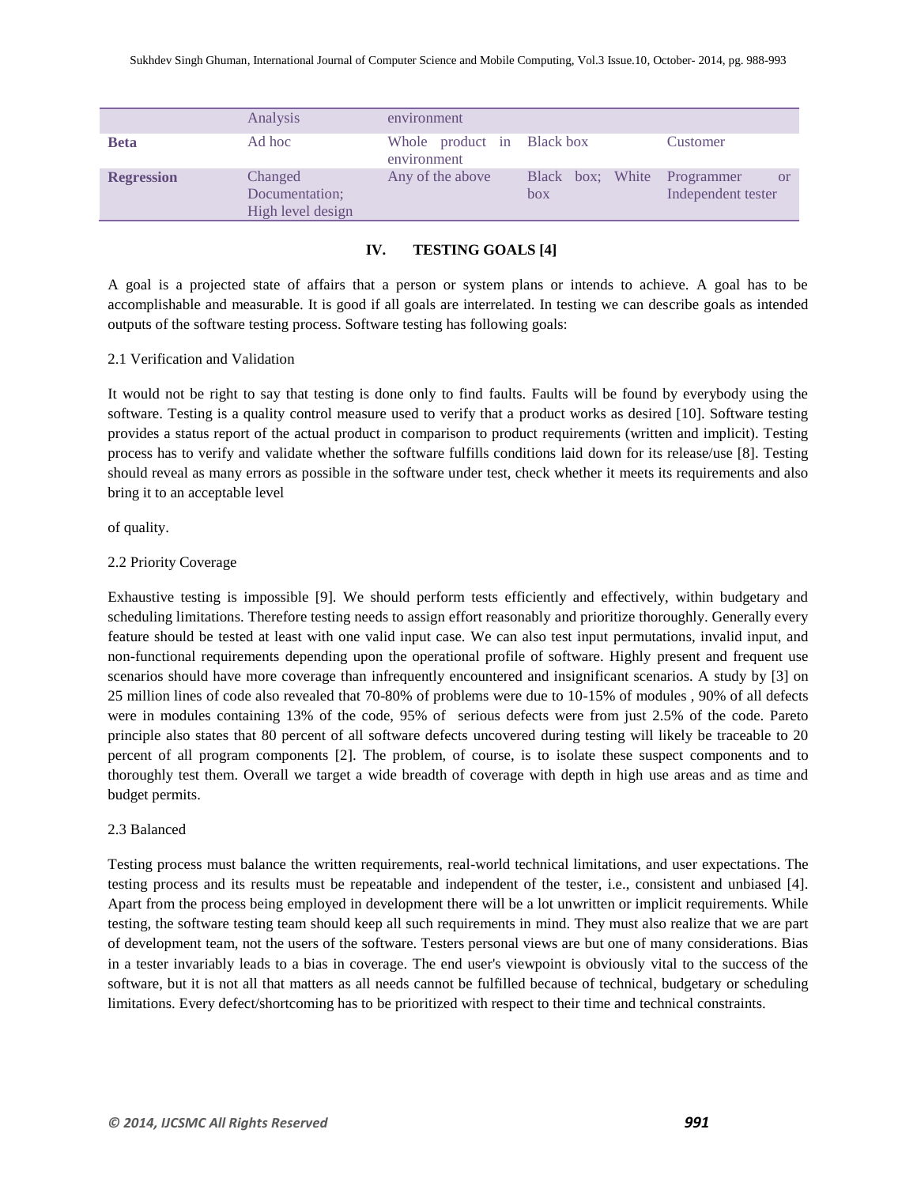| | Analysis | environment | | |
|---|---|---|---|---|
| **Beta** | Ad hoc | Whole product in environment | Black box | Customer |
| **Regression** | Changed Documentation; High level design | Any of the above | Black box; White box | Programmer or Independent tester |

## IV. TESTING GOALS [4]

A goal is a projected state of affairs that a person or system plans or intends to achieve. A goal has to be accomplishable and measurable. It is good if all goals are interrelated. In testing we can describe goals as intended outputs of the software testing process. Software testing has following goals:

### 2.1 Verification and Validation

It would not be right to say that testing is done only to find faults. Faults will be found by everybody using the software. Testing is a quality control measure used to verify that a product works as desired [10]. Software testing provides a status report of the actual product in comparison to product requirements (written and implicit). Testing process has to verify and validate whether the software fulfills conditions laid down for its release/use [8]. Testing should reveal as many errors as possible in the software under test, check whether it meets its requirements and also bring it to an acceptable level

of quality.

### 2.2 Priority Coverage

Exhaustive testing is impossible [9]. We should perform tests efficiently and effectively, within budgetary and scheduling limitations. Therefore testing needs to assign effort reasonably and prioritize thoroughly. Generally every feature should be tested at least with one valid input case. We can also test input permutations, invalid input, and non-functional requirements depending upon the operational profile of software. Highly present and frequent use scenarios should have more coverage than infrequently encountered and insignificant scenarios. A study by [3] on 25 million lines of code also revealed that 70-80% of problems were due to 10-15% of modules , 90% of all defects were in modules containing 13% of the code, 95% of serious defects were from just 2.5% of the code. Pareto principle also states that 80 percent of all software defects uncovered during testing will likely be traceable to 20 percent of all program components [2]. The problem, of course, is to isolate these suspect components and to thoroughly test them. Overall we target a wide breadth of coverage with depth in high use areas and as time and budget permits.

### 2.3 Balanced

Testing process must balance the written requirements, real-world technical limitations, and user expectations. The testing process and its results must be repeatable and independent of the tester, i.e., consistent and unbiased [4]. Apart from the process being employed in development there will be a lot unwritten or implicit requirements. While testing, the software testing team should keep all such requirements in mind. They must also realize that we are part of development team, not the users of the software. Testers personal views are but one of many considerations. Bias in a tester invariably leads to a bias in coverage. The end user's viewpoint is obviously vital to the success of the software, but it is not all that matters as all needs cannot be fulfilled because of technical, budgetary or scheduling limitations. Every defect/shortcoming has to be prioritized with respect to their time and technical constraints.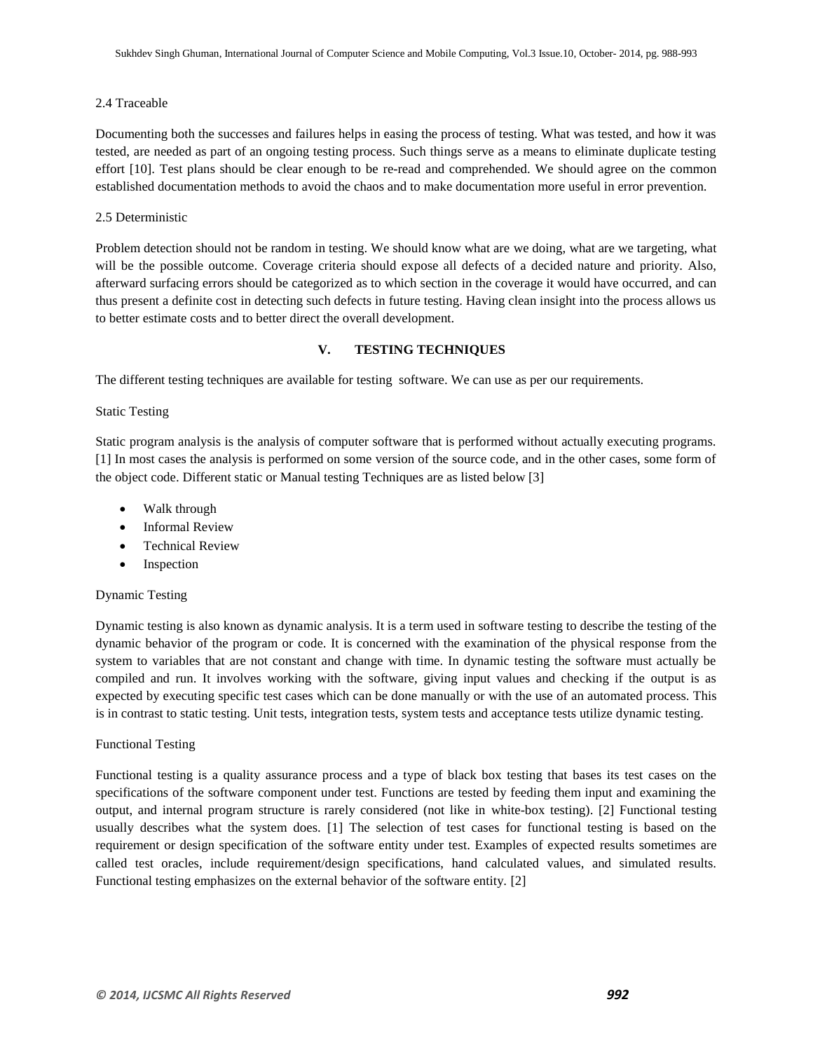### 2.4 Traceable

Documenting both the successes and failures helps in easing the process of testing. What was tested, and how it was tested, are needed as part of an ongoing testing process. Such things serve as a means to eliminate duplicate testing effort [10]. Test plans should be clear enough to be re-read and comprehended. We should agree on the common established documentation methods to avoid the chaos and to make documentation more useful in error prevention.

### 2.5 Deterministic

Problem detection should not be random in testing. We should know what are we doing, what are we targeting, what will be the possible outcome. Coverage criteria should expose all defects of a decided nature and priority. Also, afterward surfacing errors should be categorized as to which section in the coverage it would have occurred, and can thus present a definite cost in detecting such defects in future testing. Having clean insight into the process allows us to better estimate costs and to better direct the overall development.

## V. TESTING TECHNIQUES

The different testing techniques are available for testing software. We can use as per our requirements.

### Static Testing

Static program analysis is the analysis of computer software that is performed without actually executing programs. [1] In most cases the analysis is performed on some version of the source code, and in the other cases, some form of the object code. Different static or Manual testing Techniques are as listed below [3]

- Walk through
- Informal Review
- Technical Review
- Inspection

### Dynamic Testing

Dynamic testing is also known as dynamic analysis. It is a term used in software testing to describe the testing of the dynamic behavior of the program or code. It is concerned with the examination of the physical response from the system to variables that are not constant and change with time. In dynamic testing the software must actually be compiled and run. It involves working with the software, giving input values and checking if the output is as expected by executing specific test cases which can be done manually or with the use of an automated process. This is in contrast to static testing. Unit tests, integration tests, system tests and acceptance tests utilize dynamic testing.

### Functional Testing

Functional testing is a quality assurance process and a type of black box testing that bases its test cases on the specifications of the software component under test. Functions are tested by feeding them input and examining the output, and internal program structure is rarely considered (not like in white-box testing). [2] Functional testing usually describes what the system does. [1] The selection of test cases for functional testing is based on the requirement or design specification of the software entity under test. Examples of expected results sometimes are called test oracles, include requirement/design specifications, hand calculated values, and simulated results. Functional testing emphasizes on the external behavior of the software entity. [2]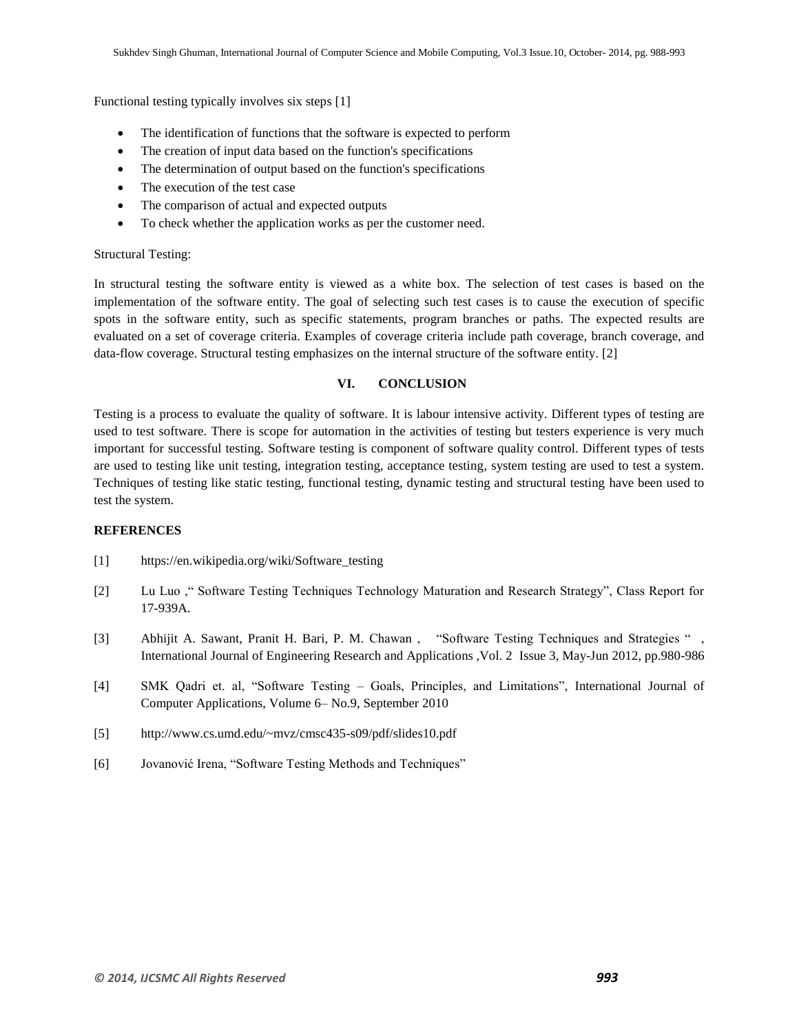Functional testing typically involves six steps [1]

- The identification of functions that the software is expected to perform
- The creation of input data based on the function's specifications
- The determination of output based on the function's specifications
- The execution of the test case
- The comparison of actual and expected outputs
- To check whether the application works as per the customer need.

Structural Testing:

In structural testing the software entity is viewed as a white box. The selection of test cases is based on the implementation of the software entity. The goal of selecting such test cases is to cause the execution of specific spots in the software entity, such as specific statements, program branches or paths. The expected results are evaluated on a set of coverage criteria. Examples of coverage criteria include path coverage, branch coverage, and data-flow coverage. Structural testing emphasizes on the internal structure of the software entity. [2]

## VI. CONCLUSION

Testing is a process to evaluate the quality of software. It is labour intensive activity. Different types of testing are used to test software. There is scope for automation in the activities of testing but testers experience is very much important for successful testing. Software testing is component of software quality control. Different types of tests are used to testing like unit testing, integration testing, acceptance testing, system testing are used to test a system. Techniques of testing like static testing, functional testing, dynamic testing and structural testing have been used to test the system.

## REFERENCES

[1] https://en.wikipedia.org/wiki/Software_testing

[2] Lu Luo ," Software Testing Techniques Technology Maturation and Research Strategy", Class Report for 17-939A.

[3] Abhijit A. Sawant, Pranit H. Bari, P. M. Chawan , "Software Testing Techniques and Strategies " , International Journal of Engineering Research and Applications ,Vol. 2 Issue 3, May-Jun 2012, pp.980-986

[4] SMK Qadri et. al, "Software Testing – Goals, Principles, and Limitations", International Journal of Computer Applications, Volume 6– No.9, September 2010

[5] http://www.cs.umd.edu/~mvz/cmsc435-s09/pdf/slides10.pdf

[6] Jovanović Irena, "Software Testing Methods and Techniques"